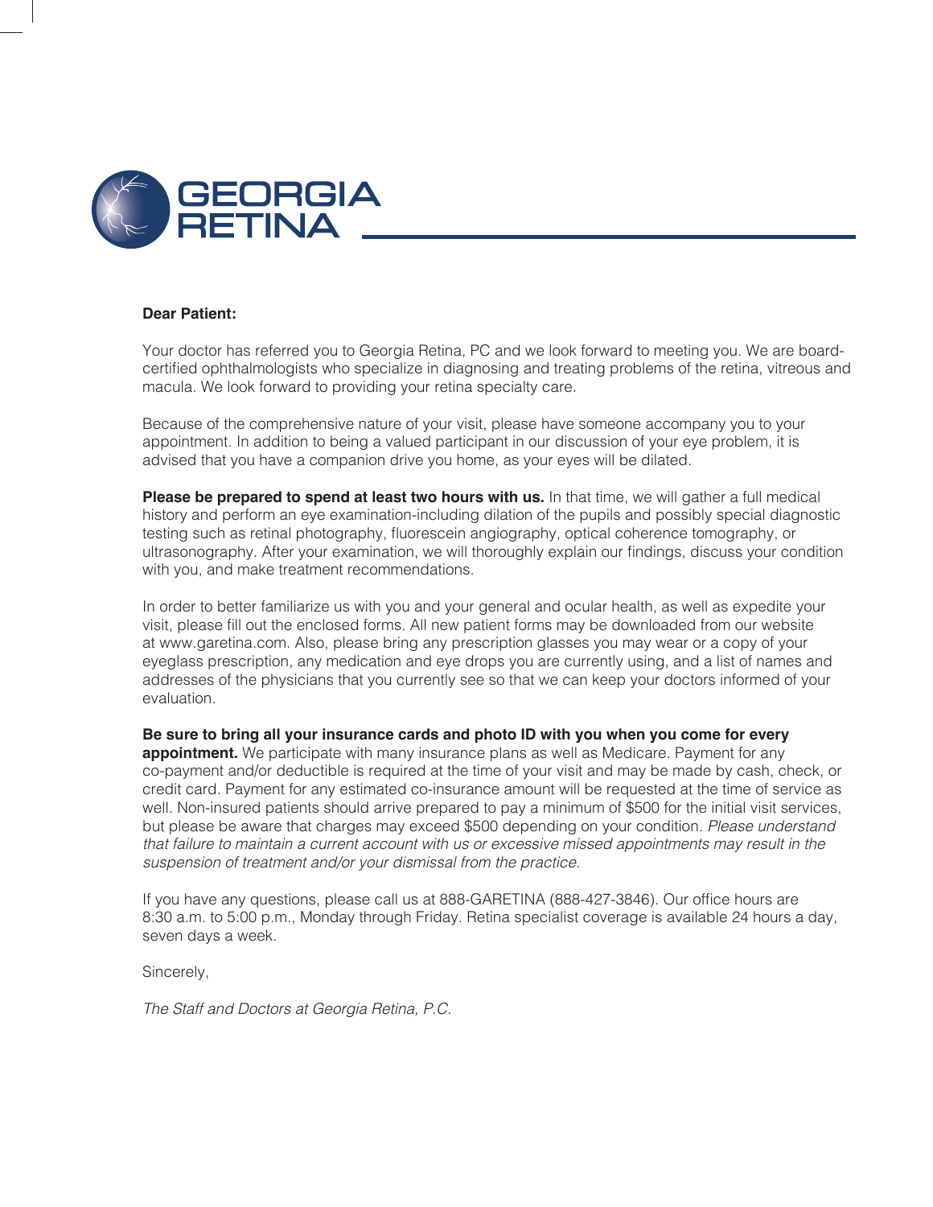# GEORGIA RETINA

**Dear Patient:**

Your doctor has referred you to Georgia Retina, PC and we look forward to meeting you. We are board-certified ophthalmologists who specialize in diagnosing and treating problems of the retina, vitreous and macula. We look forward to providing your retina specialty care.

Because of the comprehensive nature of your visit, please have someone accompany you to your appointment. In addition to being a valued participant in our discussion of your eye problem, it is advised that you have a companion drive you home, as your eyes will be dilated.

**Please be prepared to spend at least two hours with us.** In that time, we will gather a full medical history and perform an eye examination-including dilation of the pupils and possibly special diagnostic testing such as retinal photography, fluorescein angiography, optical coherence tomography, or ultrasonography. After your examination, we will thoroughly explain our findings, discuss your condition with you, and make treatment recommendations.

In order to better familiarize us with you and your general and ocular health, as well as expedite your visit, please fill out the enclosed forms. All new patient forms may be downloaded from our website at www.garetina.com. Also, please bring any prescription glasses you may wear or a copy of your eyeglass prescription, any medication and eye drops you are currently using, and a list of names and addresses of the physicians that you currently see so that we can keep your doctors informed of your evaluation.

**Be sure to bring all your insurance cards and photo ID with you when you come for every appointment.** We participate with many insurance plans as well as Medicare. Payment for any co-payment and/or deductible is required at the time of your visit and may be made by cash, check, or credit card. Payment for any estimated co-insurance amount will be requested at the time of service as well. Non-insured patients should arrive prepared to pay a minimum of $500 for the initial visit services, but please be aware that charges may exceed $500 depending on your condition. *Please understand that failure to maintain a current account with us or excessive missed appointments may result in the suspension of treatment and/or your dismissal from the practice.*

If you have any questions, please call us at 888-GARETINA (888-427-3846). Our office hours are 8:30 a.m. to 5:00 p.m., Monday through Friday. Retina specialist coverage is available 24 hours a day, seven days a week.

Sincerely,

*The Staff and Doctors at Georgia Retina, P.C.*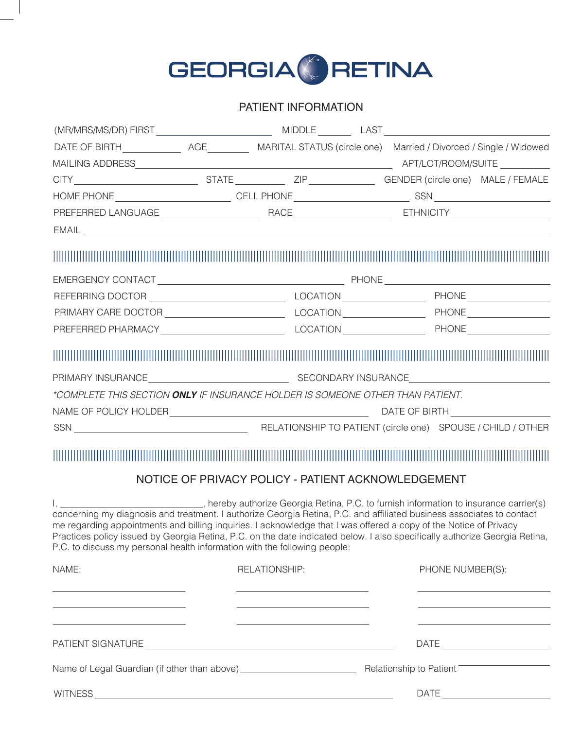# GEORGIA RETINA

## PATIENT INFORMATION

(MR/MRS/MS/DR) FIRST ______________________ MIDDLE ________ LAST ______________________________

DATE OF BIRTH ____________ AGE ________ MARITAL STATUS (circle one) Married / Divorced / Single / Widowed

MAILING ADDRESS ______________________________________________ APT/LOT/ROOM/SUITE __________

CITY ______________________ STATE __________ ZIP ____________ GENDER (circle one) MALE / FEMALE

HOME PHONE ______________________ CELL PHONE ______________________ SSN ______________________

PREFERRED LANGUAGE __________________ RACE __________________ ETHNICITY __________________

EMAIL ______________________________________________________________________________

---

EMERGENCY CONTACT __________________________________ PHONE ______________________________

REFERRING DOCTOR __________________________ LOCATION ________________ PHONE ________________

PRIMARY CARE DOCTOR ______________________ LOCATION ________________ PHONE ________________

PREFERRED PHARMACY ______________________ LOCATION ________________ PHONE ________________

---

PRIMARY INSURANCE ___________________________ SECONDARY INSURANCE ___________________________

*\*COMPLETE THIS SECTION **ONLY** IF INSURANCE HOLDER IS SOMEONE OTHER THAN PATIENT.*

NAME OF POLICY HOLDER ______________________________________ DATE OF BIRTH __________________

SSN __________________________________ RELATIONSHIP TO PATIENT (circle one) SPOUSE / CHILD / OTHER

---

## NOTICE OF PRIVACY POLICY - PATIENT ACKNOWLEDGEMENT

I, ____________________________, hereby authorize Georgia Retina, P.C. to furnish information to insurance carrier(s) concerning my diagnosis and treatment. I authorize Georgia Retina, P.C. and affiliated business associates to contact me regarding appointments and billing inquiries. I acknowledge that I was offered a copy of the Notice of Privacy Practices policy issued by Georgia Retina, P.C. on the date indicated below. I also specifically authorize Georgia Retina, P.C. to discuss my personal health information with the following people:

| NAME: | RELATIONSHIP: | PHONE NUMBER(S): |
|---|---|---|
| | | |
| | | |
| | | |

PATIENT SIGNATURE ______________________________________________ DATE ____________________

Name of Legal Guardian (if other than above) ______________________ Relationship to Patient ________________

WITNESS ______________________________________________________ DATE ____________________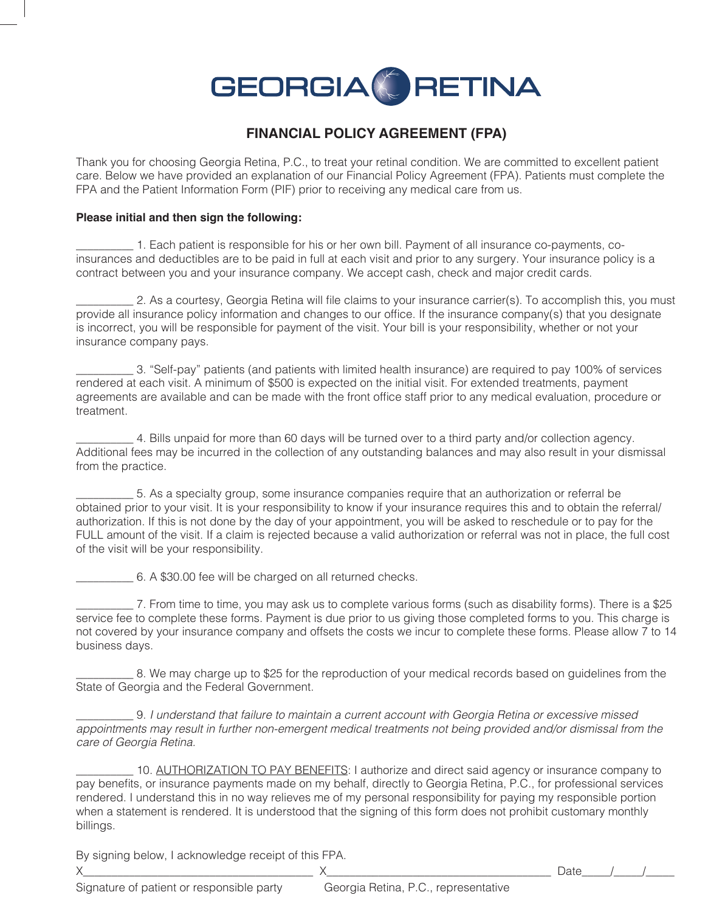GEORGIA RETINA

## FINANCIAL POLICY AGREEMENT (FPA)

Thank you for choosing Georgia Retina, P.C., to treat your retinal condition. We are committed to excellent patient care. Below we have provided an explanation of our Financial Policy Agreement (FPA). Patients must complete the FPA and the Patient Information Form (PIF) prior to receiving any medical care from us.

**Please initial and then sign the following:**

_________ 1. Each patient is responsible for his or her own bill. Payment of all insurance co-payments, co-insurances and deductibles are to be paid in full at each visit and prior to any surgery. Your insurance policy is a contract between you and your insurance company. We accept cash, check and major credit cards.

_________ 2. As a courtesy, Georgia Retina will file claims to your insurance carrier(s). To accomplish this, you must provide all insurance policy information and changes to our office. If the insurance company(s) that you designate is incorrect, you will be responsible for payment of the visit. Your bill is your responsibility, whether or not your insurance company pays.

_________ 3. "Self-pay" patients (and patients with limited health insurance) are required to pay 100% of services rendered at each visit. A minimum of $500 is expected on the initial visit. For extended treatments, payment agreements are available and can be made with the front office staff prior to any medical evaluation, procedure or treatment.

_________ 4. Bills unpaid for more than 60 days will be turned over to a third party and/or collection agency. Additional fees may be incurred in the collection of any outstanding balances and may also result in your dismissal from the practice.

_________ 5. As a specialty group, some insurance companies require that an authorization or referral be obtained prior to your visit. It is your responsibility to know if your insurance requires this and to obtain the referral/authorization. If this is not done by the day of your appointment, you will be asked to reschedule or to pay for the FULL amount of the visit. If a claim is rejected because a valid authorization or referral was not in place, the full cost of the visit will be your responsibility.

_________ 6. A $30.00 fee will be charged on all returned checks.

_________ 7. From time to time, you may ask us to complete various forms (such as disability forms). There is a $25 service fee to complete these forms. Payment is due prior to us giving those completed forms to you. This charge is not covered by your insurance company and offsets the costs we incur to complete these forms. Please allow 7 to 14 business days.

_________ 8. We may charge up to $25 for the reproduction of your medical records based on guidelines from the State of Georgia and the Federal Government.

_________ 9. *I understand that failure to maintain a current account with Georgia Retina or excessive missed appointments may result in further non-emergent medical treatments not being provided and/or dismissal from the care of Georgia Retina.*

_________ 10. <u>AUTHORIZATION TO PAY BENEFITS</u>: I authorize and direct said agency or insurance company to pay benefits, or insurance payments made on my behalf, directly to Georgia Retina, P.C., for professional services rendered. I understand this in no way relieves me of my personal responsibility for paying my responsible portion when a statement is rendered. It is understood that the signing of this form does not prohibit customary monthly billings.

By signing below, I acknowledge receipt of this FPA.

X______________________________________ X______________________________________ Date_____/_____/_____

Signature of patient or responsible party          Georgia Retina, P.C., representative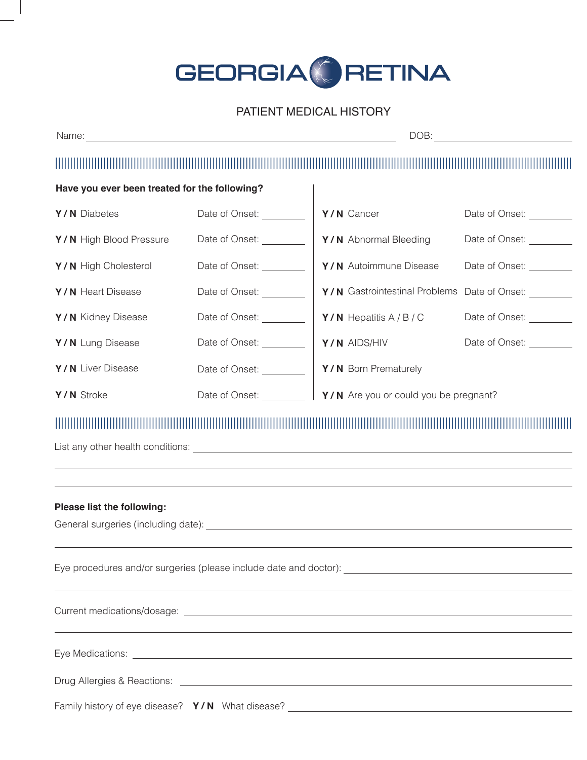# GEORGIA RETINA

## PATIENT MEDICAL HISTORY

Name: ______________________________ DOB: ______________

**Have you ever been treated for the following?**

| | | | |
|---|---|---|---|
| **Y / N** Diabetes | Date of Onset: ________ | **Y / N** Cancer | Date of Onset: ________ |
| **Y / N** High Blood Pressure | Date of Onset: ________ | **Y / N** Abnormal Bleeding | Date of Onset: ________ |
| **Y / N** High Cholesterol | Date of Onset: ________ | **Y / N** Autoimmune Disease | Date of Onset: ________ |
| **Y / N** Heart Disease | Date of Onset: ________ | **Y / N** Gastrointestinal Problems | Date of Onset: ________ |
| **Y / N** Kidney Disease | Date of Onset: ________ | **Y / N** Hepatitis A / B / C | Date of Onset: ________ |
| **Y / N** Lung Disease | Date of Onset: ________ | **Y / N** AIDS/HIV | Date of Onset: ________ |
| **Y / N** Liver Disease | Date of Onset: ________ | **Y / N** Born Prematurely | |
| **Y / N** Stroke | Date of Onset: ________ | **Y / N** Are you or could you be pregnant? | |

List any other health conditions: ______________________________

**Please list the following:**

General surgeries (including date): ______________________________

Eye procedures and/or surgeries (please include date and doctor): ______________________________

Current medications/dosage: ______________________________

Eye Medications: ______________________________

Drug Allergies & Reactions: ______________________________

Family history of eye disease? **Y / N** What disease? ______________________________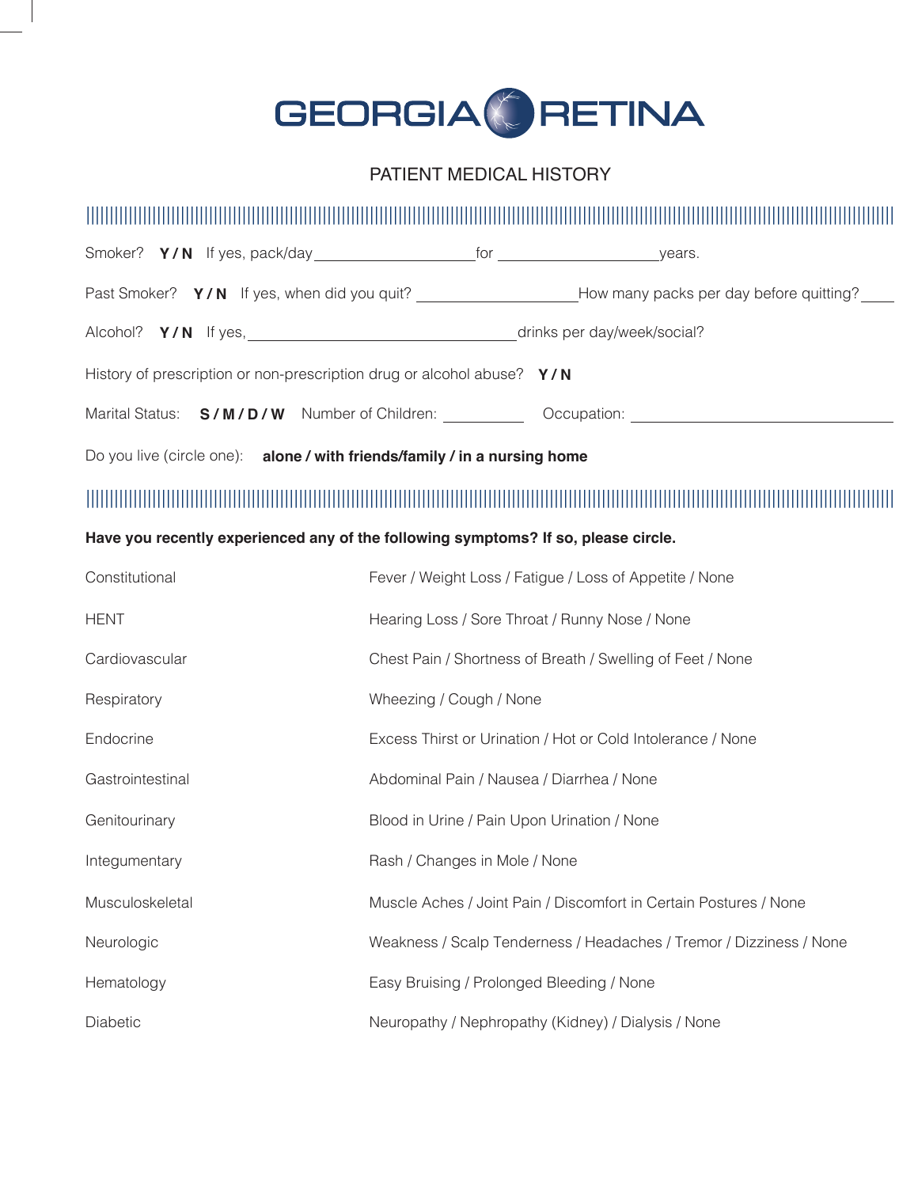# GEORGIA RETINA

## PATIENT MEDICAL HISTORY

Smoker? **Y / N** If yes, pack/day \_\_\_\_\_\_\_\_\_\_\_\_\_\_\_\_\_\_\_\_ for \_\_\_\_\_\_\_\_\_\_\_\_\_\_\_\_\_\_\_\_ years.

Past Smoker? **Y / N** If yes, when did you quit? \_\_\_\_\_\_\_\_\_\_\_\_\_\_\_\_\_\_\_\_ How many packs per day before quitting? \_\_\_\_

Alcohol? **Y / N** If yes, \_\_\_\_\_\_\_\_\_\_\_\_\_\_\_\_\_\_\_\_\_\_\_\_\_\_\_\_\_\_\_\_\_\_ drinks per day/week/social?

History of prescription or non-prescription drug or alcohol abuse? **Y / N**

Marital Status: **S / M / D / W** Number of Children: \_\_\_\_\_\_\_\_\_\_ Occupation: \_\_\_\_\_\_\_\_\_\_\_\_\_\_\_\_\_\_\_\_\_\_\_\_\_\_\_\_\_\_\_\_\_\_

Do you live (circle one): **alone / with friends/family / in a nursing home**

**Have you recently experienced any of the following symptoms? If so, please circle.**

| | |
|---|---|
| Constitutional | Fever / Weight Loss / Fatigue / Loss of Appetite / None |
| HENT | Hearing Loss / Sore Throat / Runny Nose / None |
| Cardiovascular | Chest Pain / Shortness of Breath / Swelling of Feet / None |
| Respiratory | Wheezing / Cough / None |
| Endocrine | Excess Thirst or Urination / Hot or Cold Intolerance / None |
| Gastrointestinal | Abdominal Pain / Nausea / Diarrhea / None |
| Genitourinary | Blood in Urine / Pain Upon Urination / None |
| Integumentary | Rash / Changes in Mole / None |
| Musculoskeletal | Muscle Aches / Joint Pain / Discomfort in Certain Postures / None |
| Neurologic | Weakness / Scalp Tenderness / Headaches / Tremor / Dizziness / None |
| Hematology | Easy Bruising / Prolonged Bleeding / None |
| Diabetic | Neuropathy / Nephropathy (Kidney) / Dialysis / None |